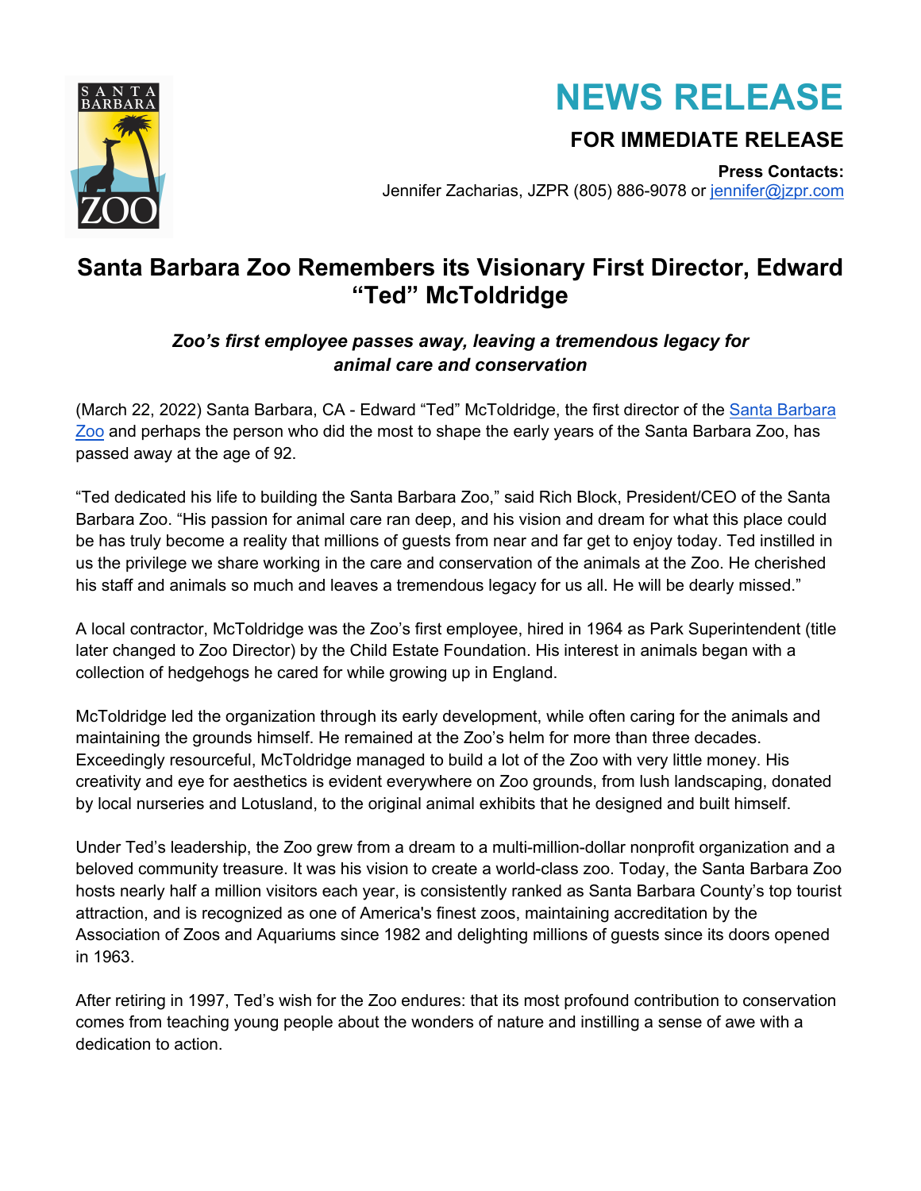# NEWS RELEASE

**FOR IMMEDIATE RELEASE**

**Press Contacts:**
Jennifer Zacharias, JZPR (805) 886-9078 or jennifer@jzpr.com

## Santa Barbara Zoo Remembers its Visionary First Director, Edward "Ted" McToldridge

***Zoo's first employee passes away, leaving a tremendous legacy for animal care and conservation***

(March 22, 2022) Santa Barbara, CA - Edward "Ted" McToldridge, the first director of the Santa Barbara Zoo and perhaps the person who did the most to shape the early years of the Santa Barbara Zoo, has passed away at the age of 92.

"Ted dedicated his life to building the Santa Barbara Zoo," said Rich Block, President/CEO of the Santa Barbara Zoo. "His passion for animal care ran deep, and his vision and dream for what this place could be has truly become a reality that millions of guests from near and far get to enjoy today. Ted instilled in us the privilege we share working in the care and conservation of the animals at the Zoo. He cherished his staff and animals so much and leaves a tremendous legacy for us all. He will be dearly missed."

A local contractor, McToldridge was the Zoo's first employee, hired in 1964 as Park Superintendent (title later changed to Zoo Director) by the Child Estate Foundation. His interest in animals began with a collection of hedgehogs he cared for while growing up in England.

McToldridge led the organization through its early development, while often caring for the animals and maintaining the grounds himself. He remained at the Zoo's helm for more than three decades. Exceedingly resourceful, McToldridge managed to build a lot of the Zoo with very little money. His creativity and eye for aesthetics is evident everywhere on Zoo grounds, from lush landscaping, donated by local nurseries and Lotusland, to the original animal exhibits that he designed and built himself.

Under Ted's leadership, the Zoo grew from a dream to a multi-million-dollar nonprofit organization and a beloved community treasure. It was his vision to create a world-class zoo. Today, the Santa Barbara Zoo hosts nearly half a million visitors each year, is consistently ranked as Santa Barbara County's top tourist attraction, and is recognized as one of America's finest zoos, maintaining accreditation by the Association of Zoos and Aquariums since 1982 and delighting millions of guests since its doors opened in 1963.

After retiring in 1997, Ted's wish for the Zoo endures: that its most profound contribution to conservation comes from teaching young people about the wonders of nature and instilling a sense of awe with a dedication to action.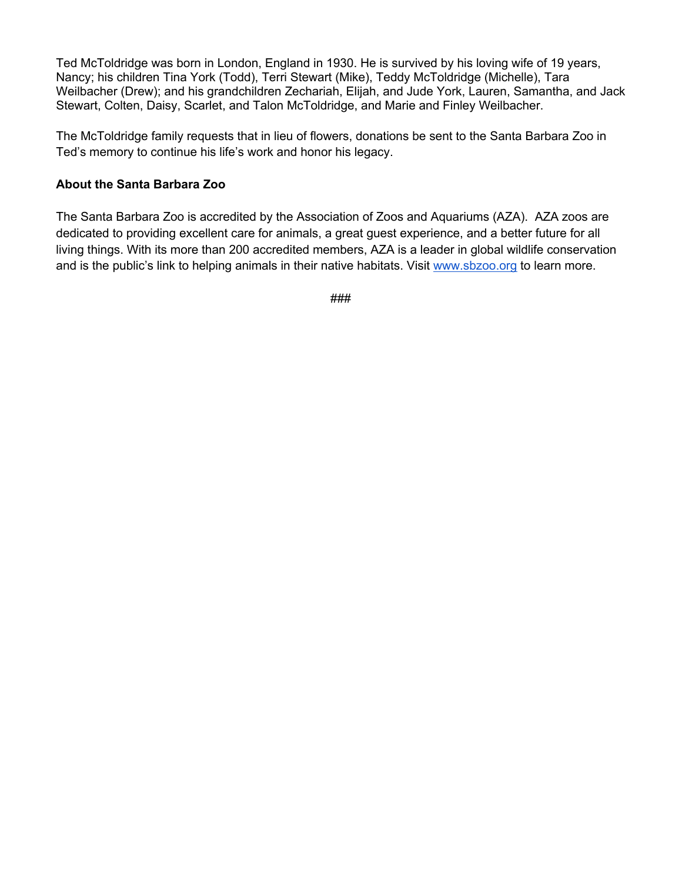Ted McToldridge was born in London, England in 1930. He is survived by his loving wife of 19 years, Nancy; his children Tina York (Todd), Terri Stewart (Mike), Teddy McToldridge (Michelle), Tara Weilbacher (Drew); and his grandchildren Zechariah, Elijah, and Jude York, Lauren, Samantha, and Jack Stewart, Colten, Daisy, Scarlet, and Talon McToldridge, and Marie and Finley Weilbacher.

The McToldridge family requests that in lieu of flowers, donations be sent to the Santa Barbara Zoo in Ted's memory to continue his life's work and honor his legacy.

**About the Santa Barbara Zoo**

The Santa Barbara Zoo is accredited by the Association of Zoos and Aquariums (AZA). AZA zoos are dedicated to providing excellent care for animals, a great guest experience, and a better future for all living things. With its more than 200 accredited members, AZA is a leader in global wildlife conservation and is the public's link to helping animals in their native habitats. Visit www.sbzoo.org to learn more.

###